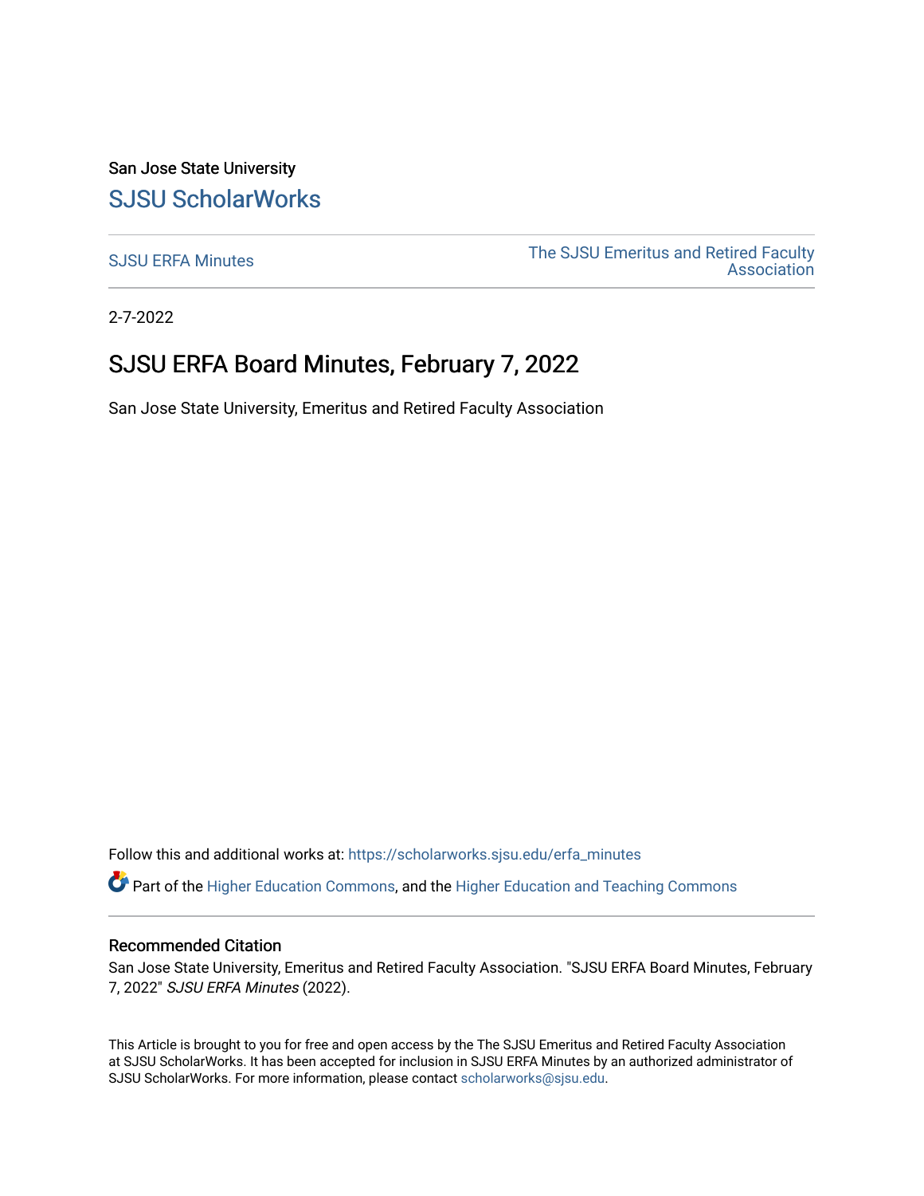San Jose State University

## SJSU ScholarWorks

SJSU ERFA Minutes

The SJSU Emeritus and Retired Faculty Association

2-7-2022

# SJSU ERFA Board Minutes, February 7, 2022

San Jose State University, Emeritus and Retired Faculty Association

Follow this and additional works at: https://scholarworks.sjsu.edu/erfa_minutes

Part of the Higher Education Commons, and the Higher Education and Teaching Commons

### Recommended Citation

San Jose State University, Emeritus and Retired Faculty Association. "SJSU ERFA Board Minutes, February 7, 2022" *SJSU ERFA Minutes* (2022).

This Article is brought to you for free and open access by the The SJSU Emeritus and Retired Faculty Association at SJSU ScholarWorks. It has been accepted for inclusion in SJSU ERFA Minutes by an authorized administrator of SJSU ScholarWorks. For more information, please contact scholarworks@sjsu.edu.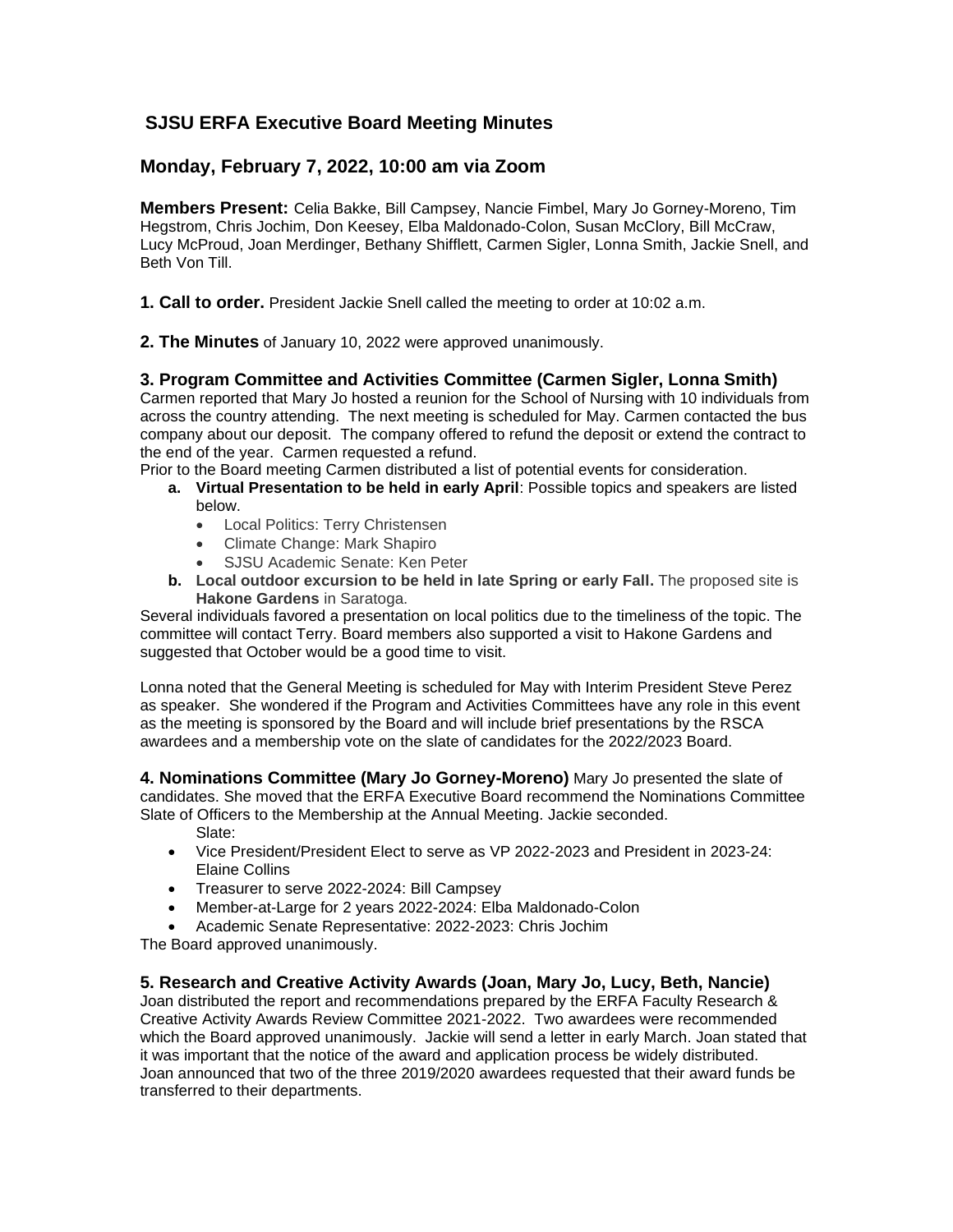## SJSU ERFA Executive Board Meeting Minutes

## Monday, February 7, 2022, 10:00 am via Zoom

**Members Present:** Celia Bakke, Bill Campsey, Nancie Fimbel, Mary Jo Gorney-Moreno, Tim Hegstrom, Chris Jochim, Don Keesey, Elba Maldonado-Colon, Susan McClory, Bill McCraw, Lucy McProud, Joan Merdinger, Bethany Shifflett, Carmen Sigler, Lonna Smith, Jackie Snell, and Beth Von Till.

**1. Call to order.** President Jackie Snell called the meeting to order at 10:02 a.m.

**2. The Minutes** of January 10, 2022 were approved unanimously.

**3. Program Committee and Activities Committee (Carmen Sigler, Lonna Smith)**

Carmen reported that Mary Jo hosted a reunion for the School of Nursing with 10 individuals from across the country attending. The next meeting is scheduled for May. Carmen contacted the bus company about our deposit. The company offered to refund the deposit or extend the contract to the end of the year. Carmen requested a refund.

Prior to the Board meeting Carmen distributed a list of potential events for consideration.

- **a. Virtual Presentation to be held in early April**: Possible topics and speakers are listed below.
  - Local Politics: Terry Christensen
  - Climate Change: Mark Shapiro
  - SJSU Academic Senate: Ken Peter
- **b. Local outdoor excursion to be held in late Spring or early Fall.** The proposed site is **Hakone Gardens** in Saratoga.

Several individuals favored a presentation on local politics due to the timeliness of the topic. The committee will contact Terry. Board members also supported a visit to Hakone Gardens and suggested that October would be a good time to visit.

Lonna noted that the General Meeting is scheduled for May with Interim President Steve Perez as speaker. She wondered if the Program and Activities Committees have any role in this event as the meeting is sponsored by the Board and will include brief presentations by the RSCA awardees and a membership vote on the slate of candidates for the 2022/2023 Board.

**4. Nominations Committee (Mary Jo Gorney-Moreno)** Mary Jo presented the slate of candidates. She moved that the ERFA Executive Board recommend the Nominations Committee Slate of Officers to the Membership at the Annual Meeting. Jackie seconded.

Slate:

- Vice President/President Elect to serve as VP 2022-2023 and President in 2023-24: Elaine Collins
- Treasurer to serve 2022-2024: Bill Campsey
- Member-at-Large for 2 years 2022-2024: Elba Maldonado-Colon
- Academic Senate Representative: 2022-2023: Chris Jochim

The Board approved unanimously.

**5. Research and Creative Activity Awards (Joan, Mary Jo, Lucy, Beth, Nancie)**

Joan distributed the report and recommendations prepared by the ERFA Faculty Research & Creative Activity Awards Review Committee 2021-2022. Two awardees were recommended which the Board approved unanimously. Jackie will send a letter in early March. Joan stated that it was important that the notice of the award and application process be widely distributed.

Joan announced that two of the three 2019/2020 awardees requested that their award funds be transferred to their departments.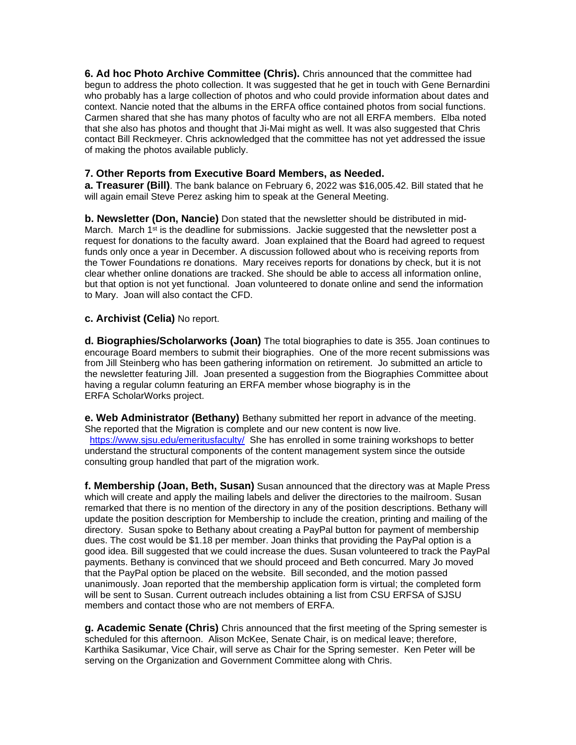**6. Ad hoc Photo Archive Committee (Chris).** Chris announced that the committee had begun to address the photo collection. It was suggested that he get in touch with Gene Bernardini who probably has a large collection of photos and who could provide information about dates and context. Nancie noted that the albums in the ERFA office contained photos from social functions. Carmen shared that she has many photos of faculty who are not all ERFA members. Elba noted that she also has photos and thought that Ji-Mai might as well. It was also suggested that Chris contact Bill Reckmeyer. Chris acknowledged that the committee has not yet addressed the issue of making the photos available publicly.

### 7. Other Reports from Executive Board Members, as Needed.

**a. Treasurer (Bill)**. The bank balance on February 6, 2022 was $16,005.42. Bill stated that he will again email Steve Perez asking him to speak at the General Meeting.

**b. Newsletter (Don, Nancie)** Don stated that the newsletter should be distributed in mid-March. March 1st is the deadline for submissions. Jackie suggested that the newsletter post a request for donations to the faculty award. Joan explained that the Board had agreed to request funds only once a year in December. A discussion followed about who is receiving reports from the Tower Foundations re donations. Mary receives reports for donations by check, but it is not clear whether online donations are tracked. She should be able to access all information online, but that option is not yet functional. Joan volunteered to donate online and send the information to Mary. Joan will also contact the CFD.

**c. Archivist (Celia)** No report.

**d. Biographies/Scholarworks (Joan)** The total biographies to date is 355. Joan continues to encourage Board members to submit their biographies. One of the more recent submissions was from Jill Steinberg who has been gathering information on retirement. Jo submitted an article to the newsletter featuring Jill. Joan presented a suggestion from the Biographies Committee about having a regular column featuring an ERFA member whose biography is in the ERFA ScholarWorks project.

**e. Web Administrator (Bethany)** Bethany submitted her report in advance of the meeting. She reported that the Migration is complete and our new content is now live. https://www.sjsu.edu/emeritusfaculty/ She has enrolled in some training workshops to better understand the structural components of the content management system since the outside consulting group handled that part of the migration work.

**f. Membership (Joan, Beth, Susan)** Susan announced that the directory was at Maple Press which will create and apply the mailing labels and deliver the directories to the mailroom. Susan remarked that there is no mention of the directory in any of the position descriptions. Bethany will update the position description for Membership to include the creation, printing and mailing of the directory. Susan spoke to Bethany about creating a PayPal button for payment of membership dues. The cost would be $1.18 per member. Joan thinks that providing the PayPal option is a good idea. Bill suggested that we could increase the dues. Susan volunteered to track the PayPal payments. Bethany is convinced that we should proceed and Beth concurred. Mary Jo moved that the PayPal option be placed on the website. Bill seconded, and the motion passed unanimously. Joan reported that the membership application form is virtual; the completed form will be sent to Susan. Current outreach includes obtaining a list from CSU ERFSA of SJSU members and contact those who are not members of ERFA.

**g. Academic Senate (Chris)** Chris announced that the first meeting of the Spring semester is scheduled for this afternoon. Alison McKee, Senate Chair, is on medical leave; therefore, Karthika Sasikumar, Vice Chair, will serve as Chair for the Spring semester. Ken Peter will be serving on the Organization and Government Committee along with Chris.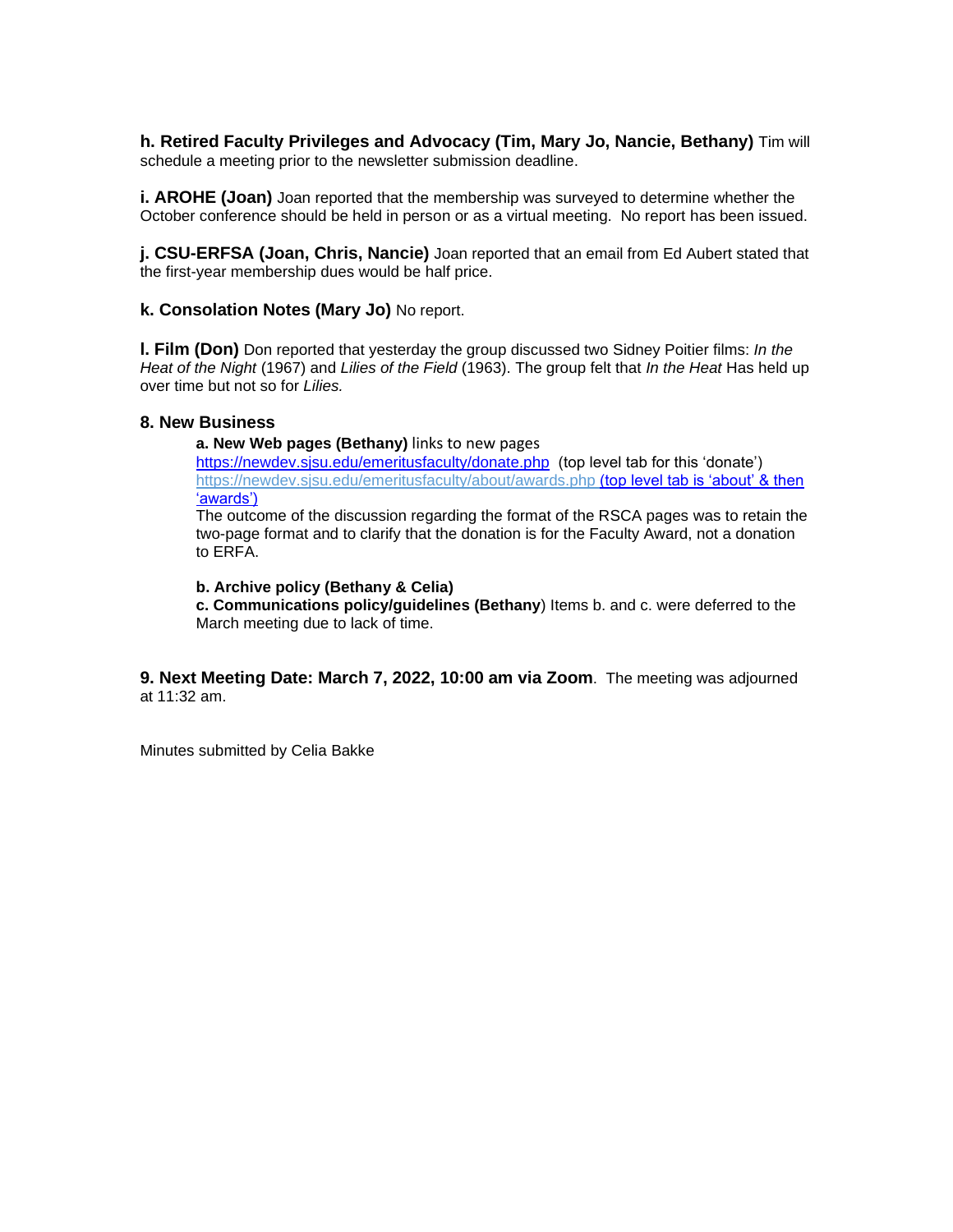**h. Retired Faculty Privileges and Advocacy (Tim, Mary Jo, Nancie, Bethany)** Tim will schedule a meeting prior to the newsletter submission deadline.

**i. AROHE (Joan)** Joan reported that the membership was surveyed to determine whether the October conference should be held in person or as a virtual meeting. No report has been issued.

**j. CSU-ERFSA (Joan, Chris, Nancie)** Joan reported that an email from Ed Aubert stated that the first-year membership dues would be half price.

**k. Consolation Notes (Mary Jo)** No report.

**l. Film (Don)** Don reported that yesterday the group discussed two Sidney Poitier films: *In the Heat of the Night* (1967) and *Lilies of the Field* (1963). The group felt that *In the Heat* Has held up over time but not so for *Lilies.*

## 8. New Business

**a. New Web pages (Bethany)** links to new pages
https://newdev.sjsu.edu/emeritusfaculty/donate.php (top level tab for this 'donate')
https://newdev.sjsu.edu/emeritusfaculty/about/awards.php (top level tab is 'about' & then 'awards')
The outcome of the discussion regarding the format of the RSCA pages was to retain the two-page format and to clarify that the donation is for the Faculty Award, not a donation to ERFA.

**b. Archive policy (Bethany & Celia)**
**c. Communications policy/guidelines (Bethany**) Items b. and c. were deferred to the March meeting due to lack of time.

**9. Next Meeting Date: March 7, 2022, 10:00 am via Zoom**. The meeting was adjourned at 11:32 am.

Minutes submitted by Celia Bakke